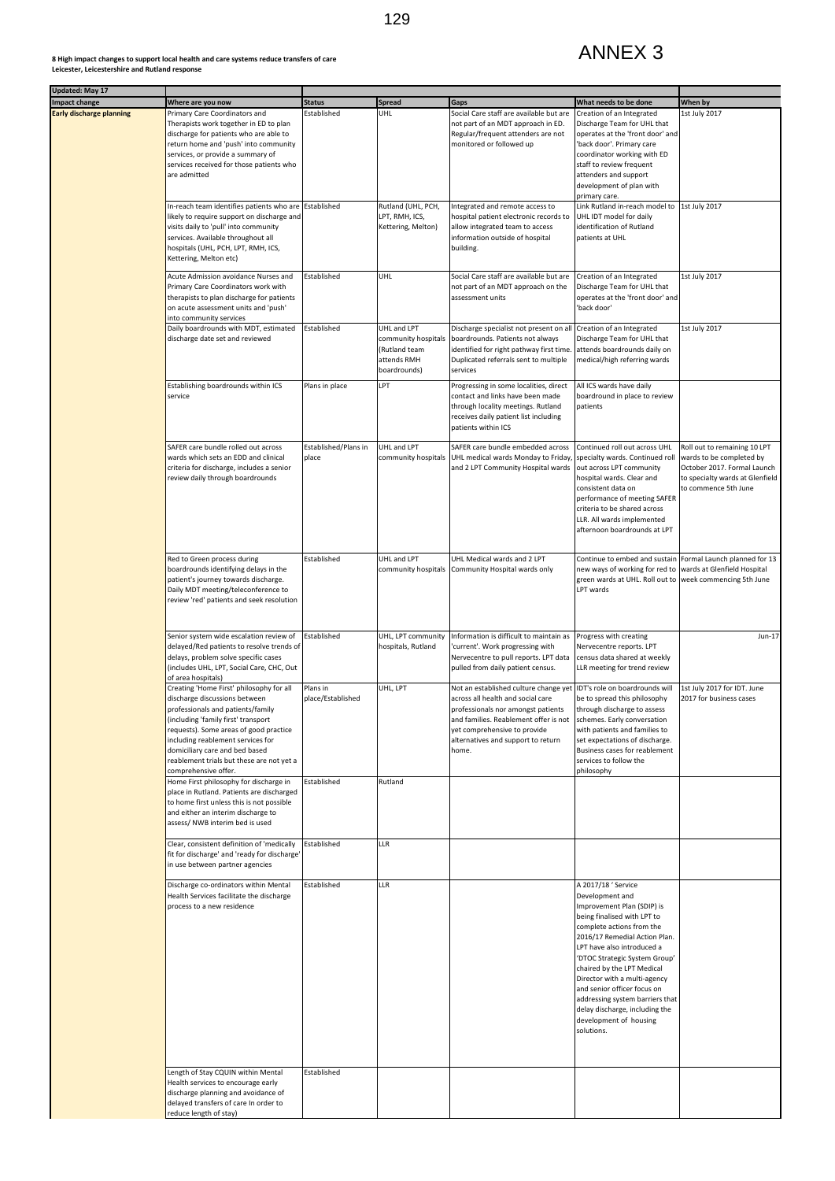# ANNEX 3

**8 High impact changes to support local health and care systems reduce transfers of care**
**Leicester, Leicestershire and Rutland response**

| Updated: May 17 | | | | | | |
|---|---|---|---|---|---|---|
| **Impact change** | **Where are you now** | **Status** | **Spread** | **Gaps** | **What needs to be done** | **When by** |
| **Early discharge planning** | Primary Care Coordinators and Therapists work together in ED to plan discharge for patients who are able to return home and 'push' into community services, or provide a summary of services received for those patients who are admitted | Established | UHL | Social Care staff are available but are not part of an MDT approach in ED. Regular/frequent attenders are not monitored or followed up | Creation of an Integrated Discharge Team for UHL that operates at the 'front door' and 'back door'. Primary care coordinator working with ED staff to review frequent attenders and support development of plan with primary care. | 1st July 2017 |
| | In-reach team identifies patients who are likely to require support on discharge and visits daily to 'pull' into community services. Available throughout all hospitals (UHL, PCH, LPT, RMH, ICS, Kettering, Melton etc) | Established | Rutland (UHL, PCH, LPT, RMH, ICS, Kettering, Melton) | Integrated and remote access to hospital patient electronic records to allow integrated team to access information outside of hospital building. | Link Rutland in-reach model to UHL IDT model for daily identification of Rutland patients at UHL | 1st July 2017 |
| | Acute Admission avoidance Nurses and Primary Care Coordinators work with therapists to plan discharge for patients on acute assessment units and 'push' into community services | Established | UHL | Social Care staff are available but are not part of an MDT approach on the assessment units | Creation of an Integrated Discharge Team for UHL that operates at the 'front door' and 'back door' | 1st July 2017 |
| | Daily boardrounds with MDT, estimated discharge date set and reviewed | Established | UHL and LPT community hospitals (Rutland team attends RMH boardrounds) | Discharge specialist not present on all boardrounds. Patients not always identified for right pathway first time. Duplicated referrals sent to multiple services | Creation of an Integrated Discharge Team for UHL that attends boardrounds daily on medical/high referring wards | 1st July 2017 |
| | Establishing boardrounds within ICS service | Plans in place | LPT | Progressing in some localities, direct contact and links have been made through locality meetings. Rutland receives daily patient list including patients within ICS | All ICS wards have daily boardround in place to review patients | |
| | SAFER care bundle rolled out across wards which sets an EDD and clinical criteria for discharge, includes a senior review daily through boardrounds | Established/Plans in place | UHL and LPT community hospitals | SAFER care bundle embedded across UHL medical wards Monday to Friday, and 2 LPT Community Hospital wards | Continued roll out across UHL specialty wards. Continued roll out across LPT community hospital wards. Clear and consistent data on performance of meeting SAFER criteria to be shared across LLR. All wards implemented afternoon boardrounds at LPT | Roll out to remaining 10 LPT wards to be completed by October 2017. Formal Launch to specialty wards at Glenfield to commence 5th June |
| | Red to Green process during boardrounds identifying delays in the patient's journey towards discharge. Daily MDT meeting/teleconference to review 'red' patients and seek resolution | Established | UHL and LPT community hospitals | UHL Medical wards and 2 LPT Community Hospital wards only | Continue to embed and sustain new ways of working for red to green wards at UHL. Roll out to LPT wards | Formal Launch planned for 13 wards at Glenfield Hospital week commencing 5th June |
| | Senior system wide escalation review of delayed/Red patients to resolve trends of delays, problem solve specific cases (includes UHL, LPT, Social Care, CHC, Out of area hospitals) | Established | UHL, LPT community hospitals, Rutland | Information is difficult to maintain as 'current'. Work progressing with Nervecentre to pull reports. LPT data pulled from daily patient census. | Progress with creating Nervecentre reports. LPT census data shared at weekly LLR meeting for trend review | Jun-17 |
| | Creating 'Home First' philosophy for all discharge discussions between professionals and patients/family (including 'family first' transport requests). Some areas of good practice including reablement services for domiciliary care and bed based reablement trials but these are not yet a comprehensive offer. | Plans in place/Established | UHL, LPT | Not an established culture change yet across all health and social care professionals nor amongst patients and families. Reablement offer is not yet comprehensive to provide alternatives and support to return home. | IDT's role on boardrounds will be to spread this philosophy through discharge to assess schemes. Early conversation with patients and families to set expectations of discharge. Business cases for reablement services to follow the philosophy | 1st July 2017 for IDT. June 2017 for business cases |
| | Home First philosophy for discharge in place in Rutland. Patients are discharged to home first unless this is not possible and either an interim discharge to assess/ NWB interim bed is used | Established | Rutland | | | |
| | Clear, consistent definition of 'medically fit for discharge' and 'ready for discharge' in use between partner agencies | Established | LLR | | | |
| | Discharge co-ordinators within Mental Health Services facilitate the discharge process to a new residence | Established | LLR | | A 2017/18 ' Service Development and Improvement Plan (SDIP) is being finalised with LPT to complete actions from the 2016/17 Remedial Action Plan. LPT have also introduced a 'DTOC Strategic System Group' chaired by the LPT Medical Director with a multi-agency and senior officer focus on addressing system barriers that delay discharge, including the development of housing solutions. | |
| | Length of Stay CQUIN within Mental Health services to encourage early discharge planning and avoidance of delayed transfers of care In order to reduce length of stay) | Established | | | | |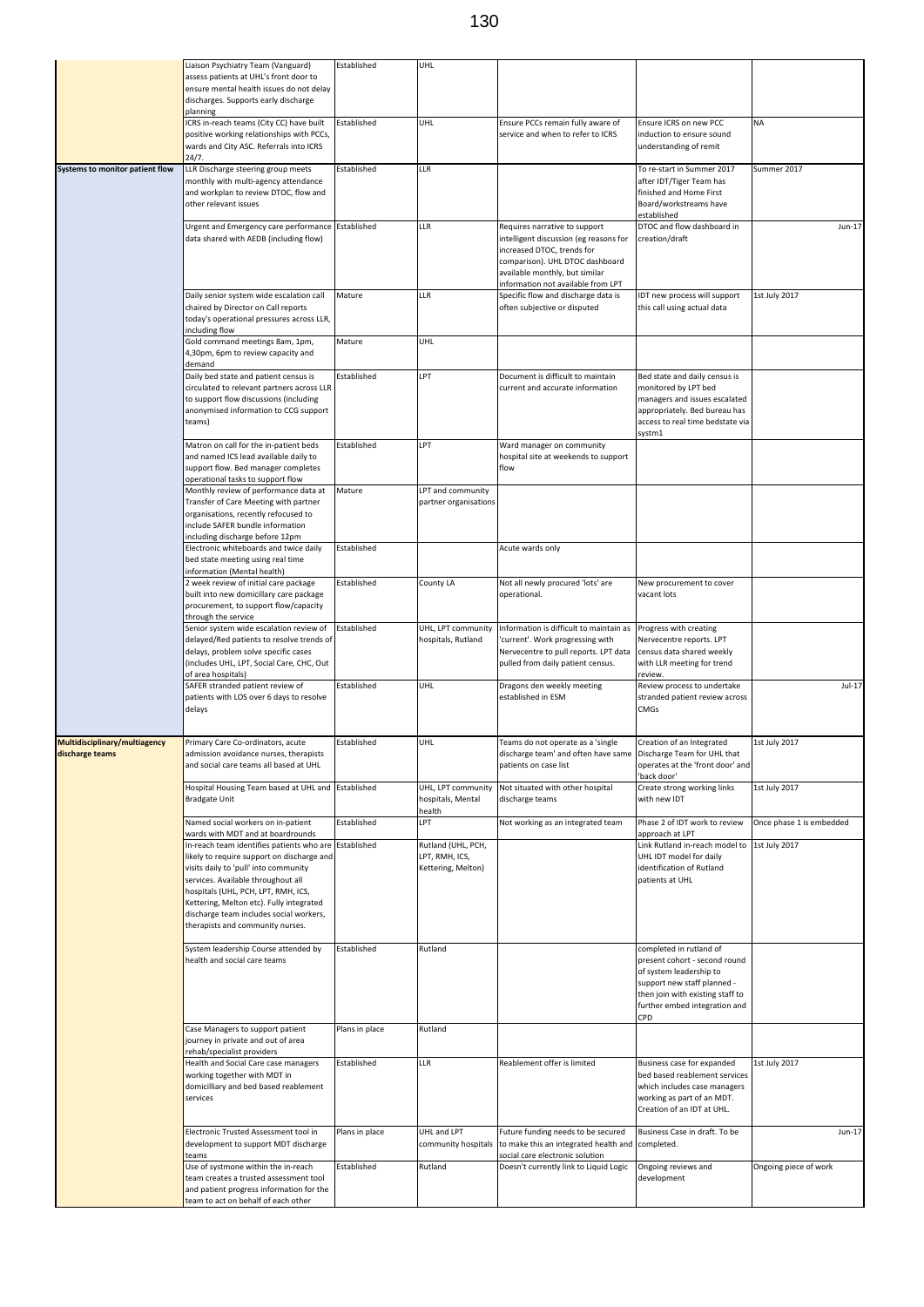| | | | | | | |
|---|---|---|---|---|---|---|
| | Liaison Psychiatry Team (Vanguard) assess patients at UHL's front door to ensure mental health issues do not delay discharges. Supports early discharge planning | Established | UHL | | | |
| | ICRS in-reach teams (City CC) have built positive working relationships with PCCs, wards and City ASC. Referrals into ICRS 24/7. | Established | UHL | Ensure PCCs remain fully aware of service and when to refer to ICRS | Ensure ICRS on new PCC induction to ensure sound understanding of remit | NA |
| **Systems to monitor patient flow** | LLR Discharge steering group meets monthly with multi-agency attendance and workplan to review DTOC, flow and other relevant issues | Established | LLR | | To re-start in Summer 2017 after IDT/Tiger Team has finished and Home First Board/workstreams have established | Summer 2017 |
| | Urgent and Emergency care performance data shared with AEDB (including flow) | Established | LLR | Requires narrative to support intelligent discussion (eg reasons for increased DTOC, trends for comparison). UHL DTOC dashboard available monthly, but similar information not available from LPT | DTOC and flow dashboard in creation/draft | Jun-17 |
| | Daily senior system wide escalation call chaired by Director on Call reports today's operational pressures across LLR, including flow | Mature | LLR | Specific flow and discharge data is often subjective or disputed | IDT new process will support this call using actual data | 1st July 2017 |
| | Gold command meetings 8am, 1pm, 4,30pm, 6pm to review capacity and demand | Mature | UHL | | | |
| | Daily bed state and patient census is circulated to relevant partners across LLR to support flow discussions (including anonymised information to CCG support teams) | Established | LPT | Document is difficult to maintain current and accurate information | Bed state and daily census is monitored by LPT bed managers and issues escalated appropriately. Bed bureau has access to real time bedstate via systm1 | |
| | Matron on call for the in-patient beds and named ICS lead available daily to support flow. Bed manager completes operational tasks to support flow | Established | LPT | Ward manager on community hospital site at weekends to support flow | | |
| | Monthly review of performance data at Transfer of Care Meeting with partner organisations, recently refocused to include SAFER bundle information including discharge before 12pm | Mature | LPT and community partner organisations | | | |
| | Electronic whiteboards and twice daily bed state meeting using real time information (Mental health) | Established | | Acute wards only | | |
| | 2 week review of initial care package built into new domicillary care package procurement, to support flow/capacity through the service | Established | County LA | Not all newly procured 'lots' are operational. | New procurement to cover vacant lots | |
| | Senior system wide escalation review of delayed/Red patients to resolve trends of delays, problem solve specific cases (includes UHL, LPT, Social Care, CHC, Out of area hospitals) | Established | UHL, LPT community hospitals, Rutland | Information is difficult to maintain as 'current'. Work progressing with Nervecentre to pull reports. LPT data pulled from daily patient census. | Progress with creating Nervecentre reports. LPT census data shared weekly with LLR meeting for trend review. | |
| | SAFER stranded patient review of patients with LOS over 6 days to resolve delays | Established | UHL | Dragons den weekly meeting established in ESM | Review process to undertake stranded patient review across CMGs | Jul-17 |
| **Multidisciplinary/multiagency discharge teams** | Primary Care Co-ordinators, acute admission avoidance nurses, therapists and social care teams all based at UHL | Established | UHL | Teams do not operate as a 'single discharge team' and often have same patients on case list | Creation of an Integrated Discharge Team for UHL that operates at the 'front door' and 'back door' | 1st July 2017 |
| | Hospital Housing Team based at UHL and Bradgate Unit | Established | UHL, LPT community hospitals, Mental health | Not situated with other hospital discharge teams | Create strong working links with new IDT | 1st July 2017 |
| | Named social workers on in-patient wards with MDT and at boardrounds | Established | LPT | Not working as an integrated team | Phase 2 of IDT work to review approach at LPT | Once phase 1 is embedded |
| | In-reach team identifies patients who are likely to require support on discharge and visits daily to 'pull' into community services. Available throughout all hospitals (UHL, PCH, LPT, RMH, ICS, Kettering, Melton etc). Fully integrated discharge team includes social workers, therapists and community nurses. | Established | Rutland (UHL, PCH, LPT, RMH, ICS, Kettering, Melton) | | Link Rutland in-reach model to UHL IDT model for daily identification of Rutland patients at UHL | 1st July 2017 |
| | System leadership Course attended by health and social care teams | Established | Rutland | | completed in rutland of present cohort - second round of system leadership to support new staff planned - then join with existing staff to further embed integration and CPD | |
| | Case Managers to support patient journey in private and out of area rehab/specialist providers | Plans in place | Rutland | | | |
| | Health and Social Care case managers working together with MDT in domicilliary and bed based reablement services | Established | LLR | Reablement offer is limited | Business case for expanded bed based reablement services which includes case managers working as part of an MDT. Creation of an IDT at UHL. | 1st July 2017 |
| | Electronic Trusted Assessment tool in development to support MDT discharge teams | Plans in place | UHL and LPT community hospitals | Future funding needs to be secured to make this an integrated health and social care electronic solution | Business Case in draft. To be completed. | Jun-17 |
| | Use of systmone within the in-reach team creates a trusted assessment tool and patient progress information for the team to act on behalf of each other | Established | Rutland | Doesn't currently link to Liquid Logic | Ongoing reviews and development | Ongoing piece of work |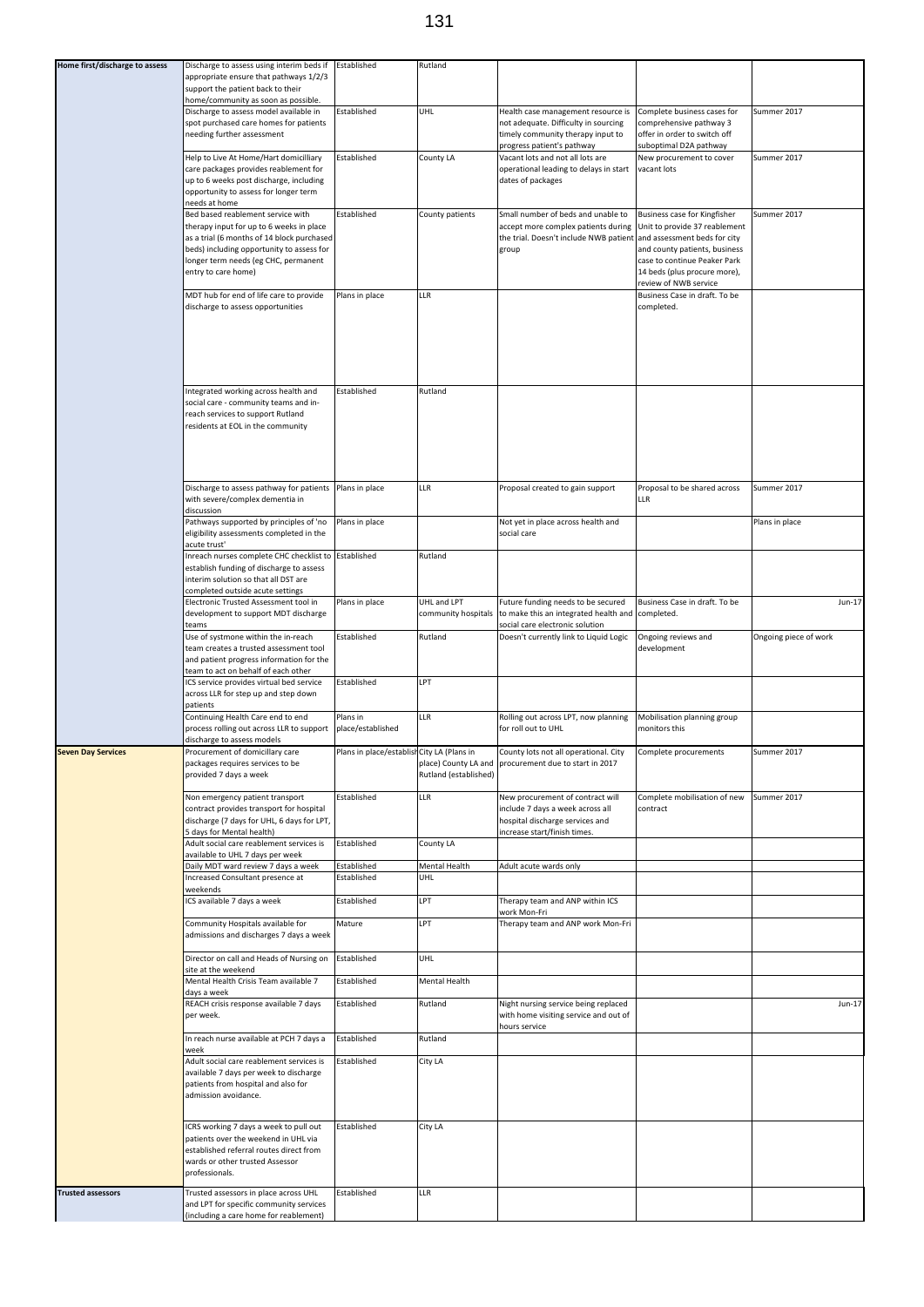| | | | | | | |
|---|---|---|---|---|---|---|
| **Home first/discharge to assess** | Discharge to assess using interim beds if appropriate ensure that pathways 1/2/3 support the patient back to their home/community as soon as possible. | Established | Rutland | | | |
| | Discharge to assess model available in spot purchased care homes for patients needing further assessment | Established | UHL | Health case management resource is not adequate. Difficulty in sourcing timely community therapy input to progress patient's pathway | Complete business cases for comprehensive pathway 3 offer in order to switch off suboptimal D2A pathway | Summer 2017 |
| | Help to Live At Home/Hart domicilliary care packages provides reablement for up to 6 weeks post discharge, including opportunity to assess for longer term needs at home | Established | County LA | Vacant lots and not all lots are operational leading to delays in start dates of packages | New procurement to cover vacant lots | Summer 2017 |
| | Bed based reablement service with therapy input for up to 6 weeks in place as a trial (6 months of 14 block purchased beds) including opportunity to assess for longer term needs (eg CHC, permanent entry to care home) | Established | County patients | Small number of beds and unable to accept more complex patients during the trial. Doesn't include NWB patient group | Business case for Kingfisher Unit to provide 37 reablement and assessment beds for city and county patients, business case to continue Peaker Park 14 beds (plus procure more), review of NWB service | Summer 2017 |
| | MDT hub for end of life care to provide discharge to assess opportunities | Plans in place | LLR | | Business Case in draft. To be completed. | |
| | Integrated working across health and social care - community teams and in-reach services to support Rutland residents at EOL in the community | Established | Rutland | | | |
| | Discharge to assess pathway for patients with severe/complex dementia in discussion | Plans in place | LLR | Proposal created to gain support | Proposal to be shared across LLR | Summer 2017 |
| | Pathways supported by principles of 'no eligibility assessments completed in the acute trust' | Plans in place | | Not yet in place across health and social care | | Plans in place |
| | Inreach nurses complete CHC checklist to establish funding of discharge to assess interim solution so that all DST are completed outside acute settings | Established | Rutland | | | |
| | Electronic Trusted Assessment tool in development to support MDT discharge teams | Plans in place | UHL and LPT community hospitals | Future funding needs to be secured to make this an integrated health and social care electronic solution | Business Case in draft. To be completed. | Jun-17 |
| | Use of systmone within the in-reach team creates a trusted assessment tool and patient progress information for the team to act on behalf of each other | Established | Rutland | Doesn't currently link to Liquid Logic | Ongoing reviews and development | Ongoing piece of work |
| | ICS service provides virtual bed service across LLR for step up and step down patients | Established | LPT | | | |
| | Continuing Health Care end to end process rolling out across LLR to support discharge to assess models | Plans in place/established | LLR | Rolling out across LPT, now planning for roll out to UHL | Mobilisation planning group monitors this | |
| **Seven Day Services** | Procurement of domicillary care packages requires services to be provided 7 days a week | Plans in place/established | City LA (Plans in place) County LA and Rutland (established) | County lots not all operational. City procurement due to start in 2017 | Complete procurements | Summer 2017 |
| | Non emergency patient transport contract provides transport for hospital discharge (7 days for UHL, 6 days for LPT, 5 days for Mental health) | Established | LLR | New procurement of contract will include 7 days a week across all hospital discharge services and increase start/finish times. | Complete mobilisation of new contract | Summer 2017 |
| | Adult social care reablement services is available to UHL 7 days per week | Established | County LA | | | |
| | Daily MDT ward review 7 days a week | Established | Mental Health | Adult acute wards only | | |
| | Increased Consultant presence at weekends | Established | UHL | | | |
| | ICS available 7 days a week | Established | LPT | Therapy team and ANP within ICS work Mon-Fri | | |
| | Community Hospitals available for admissions and discharges 7 days a week | Mature | LPT | Therapy team and ANP work Mon-Fri | | |
| | Director on call and Heads of Nursing on site at the weekend | Established | UHL | | | |
| | Mental Health Crisis Team available 7 days a week | Established | Mental Health | | | |
| | REACH crisis response available 7 days per week. | Established | Rutland | Night nursing service being replaced with home visiting service and out of hours service | | Jun-17 |
| | In reach nurse available at PCH 7 days a week | Established | Rutland | | | |
| | Adult social care reablement services is available 7 days per week to discharge patients from hospital and also for admission avoidance. | Established | City LA | | | |
| | ICRS working 7 days a week to pull out patients over the weekend in UHL via established referral routes direct from wards or other trusted Assessor professionals. | Established | City LA | | | |
| **Trusted assessors** | Trusted assessors in place across UHL and LPT for specific community services (including a care home for reablement) | Established | LLR | | | |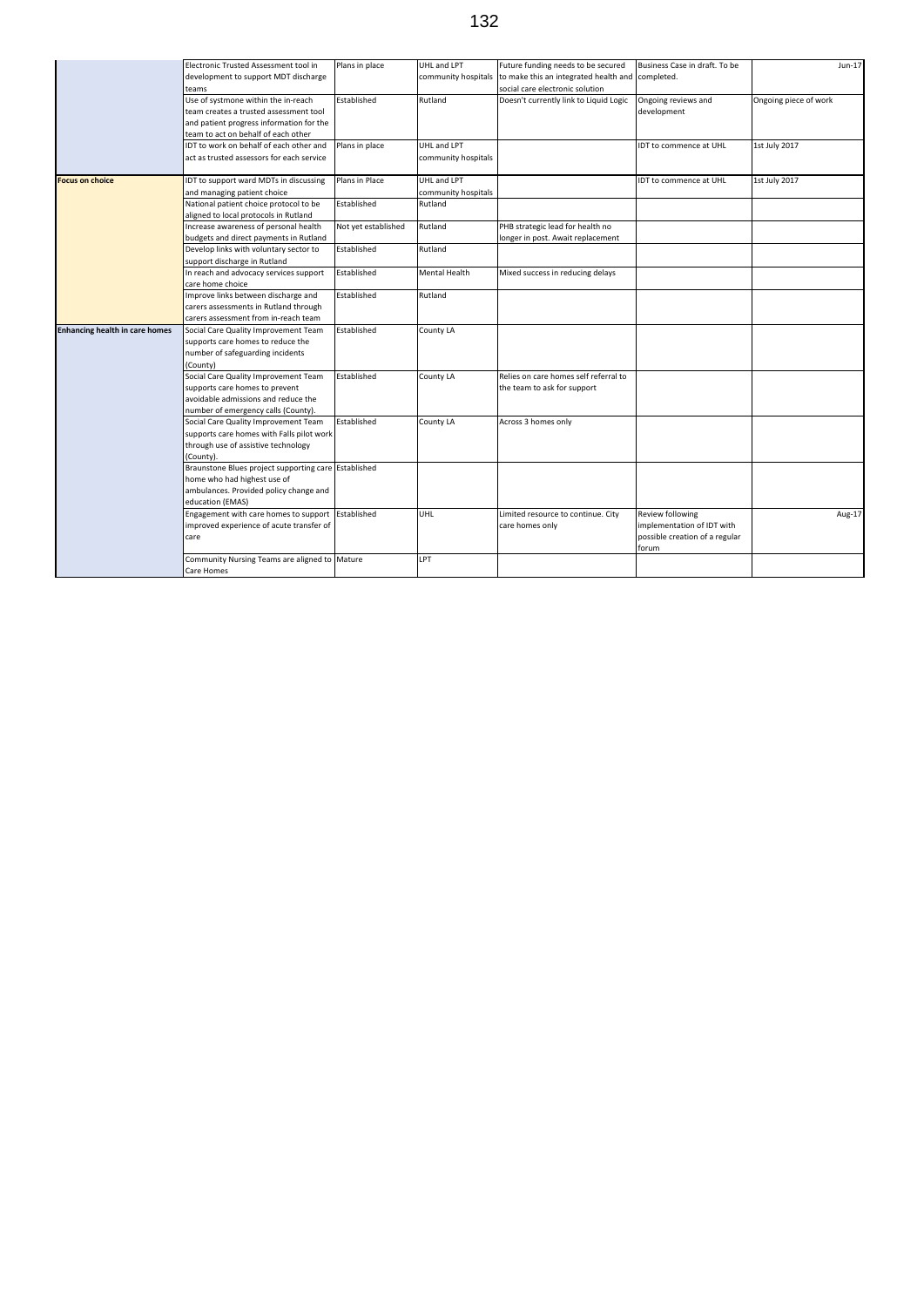| | | | | | | |
|---|---|---|---|---|---|---|
| | Electronic Trusted Assessment tool in development to support MDT discharge teams | Plans in place | UHL and LPT community hospitals | Future funding needs to be secured to make this an integrated health and social care electronic solution | Business Case in draft. To be completed. | Jun-17 |
| | Use of systmone within the in-reach team creates a trusted assessment tool and patient progress information for the team to act on behalf of each other | Established | Rutland | Doesn't currently link to Liquid Logic | Ongoing reviews and development | Ongoing piece of work |
| | IDT to work on behalf of each other and act as trusted assessors for each service | Plans in place | UHL and LPT community hospitals | | IDT to commence at UHL | 1st July 2017 |
| **Focus on choice** | IDT to support ward MDTs in discussing and managing patient choice | Plans in Place | UHL and LPT community hospitals | | IDT to commence at UHL | 1st July 2017 |
| | National patient choice protocol to be aligned to local protocols in Rutland | Established | Rutland | | | |
| | Increase awareness of personal health budgets and direct payments in Rutland | Not yet established | Rutland | PHB strategic lead for health no longer in post. Await replacement | | |
| | Develop links with voluntary sector to support discharge in Rutland | Established | Rutland | | | |
| | In reach and advocacy services support care home choice | Established | Mental Health | Mixed success in reducing delays | | |
| | Improve links between discharge and carers assessments in Rutland through carers assessment from in-reach team | Established | Rutland | | | |
| **Enhancing health in care homes** | Social Care Quality Improvement Team supports care homes to reduce the number of safeguarding incidents (County) | Established | County LA | | | |
| | Social Care Quality Improvement Team supports care homes to prevent avoidable admissions and reduce the number of emergency calls (County). | Established | County LA | Relies on care homes self referral to the team to ask for support | | |
| | Social Care Quality Improvement Team supports care homes with Falls pilot work through use of assistive technology (County). | Established | County LA | Across 3 homes only | | |
| | Braunstone Blues project supporting care home who had highest use of ambulances. Provided policy change and education (EMAS) | Established | | | | |
| | Engagement with care homes to support improved experience of acute transfer of care | Established | UHL | Limited resource to continue. City care homes only | Review following implementation of IDT with possible creation of a regular forum | Aug-17 |
| | Community Nursing Teams are aligned to Care Homes | Mature | LPT | | | |